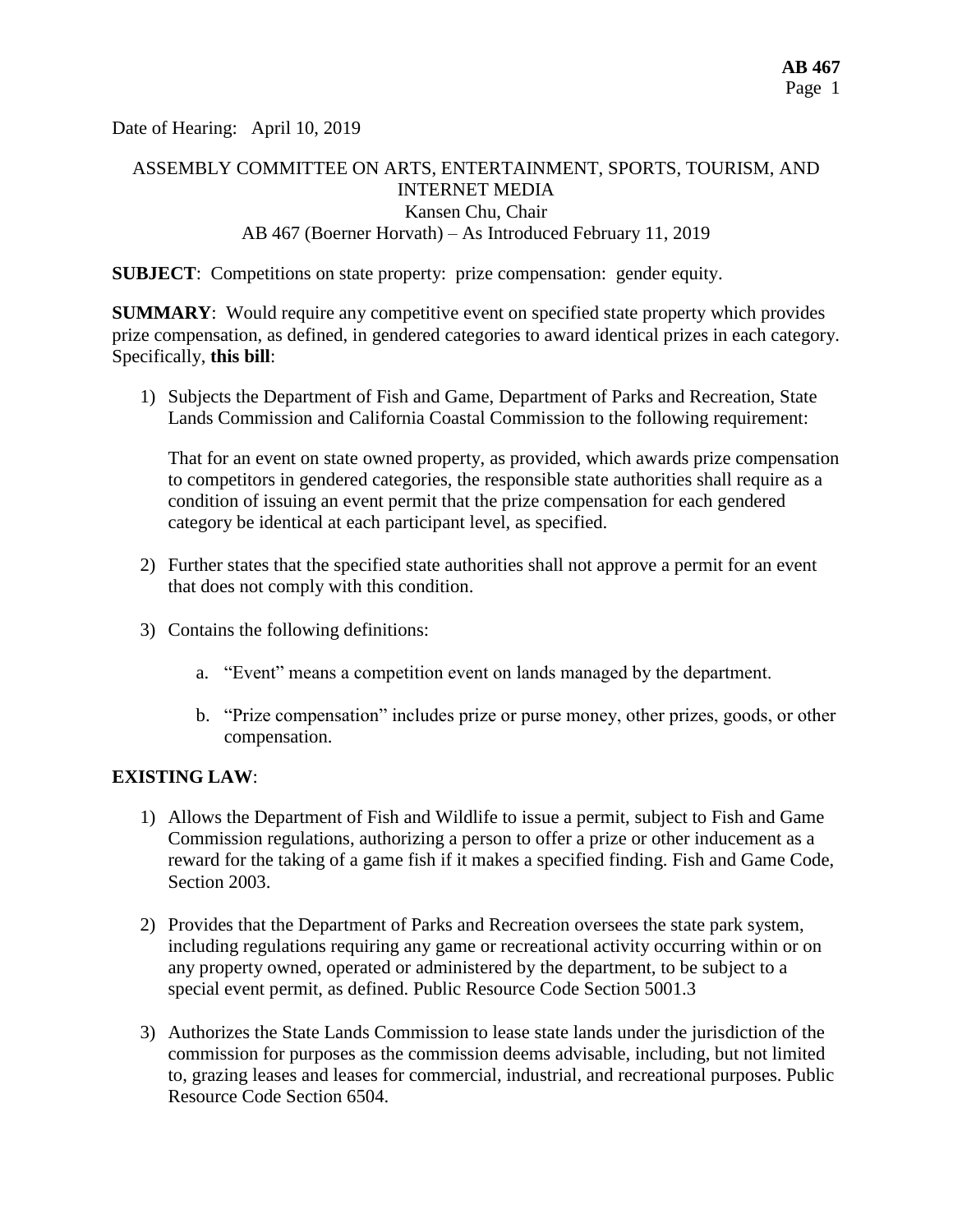Date of Hearing: April 10, 2019

ASSEMBLY COMMITTEE ON ARTS, ENTERTAINMENT, SPORTS, TOURISM, AND INTERNET MEDIA
Kansen Chu, Chair
AB 467 (Boerner Horvath) – As Introduced February 11, 2019

**SUBJECT**: Competitions on state property: prize compensation: gender equity.

**SUMMARY**: Would require any competitive event on specified state property which provides prize compensation, as defined, in gendered categories to award identical prizes in each category. Specifically, **this bill**:

1) Subjects the Department of Fish and Game, Department of Parks and Recreation, State Lands Commission and California Coastal Commission to the following requirement:

   That for an event on state owned property, as provided, which awards prize compensation to competitors in gendered categories, the responsible state authorities shall require as a condition of issuing an event permit that the prize compensation for each gendered category be identical at each participant level, as specified.

2) Further states that the specified state authorities shall not approve a permit for an event that does not comply with this condition.

3) Contains the following definitions:

   a. "Event" means a competition event on lands managed by the department.

   b. "Prize compensation" includes prize or purse money, other prizes, goods, or other compensation.

**EXISTING LAW**:

1) Allows the Department of Fish and Wildlife to issue a permit, subject to Fish and Game Commission regulations, authorizing a person to offer a prize or other inducement as a reward for the taking of a game fish if it makes a specified finding. Fish and Game Code, Section 2003.

2) Provides that the Department of Parks and Recreation oversees the state park system, including regulations requiring any game or recreational activity occurring within or on any property owned, operated or administered by the department, to be subject to a special event permit, as defined. Public Resource Code Section 5001.3

3) Authorizes the State Lands Commission to lease state lands under the jurisdiction of the commission for purposes as the commission deems advisable, including, but not limited to, grazing leases and leases for commercial, industrial, and recreational purposes. Public Resource Code Section 6504.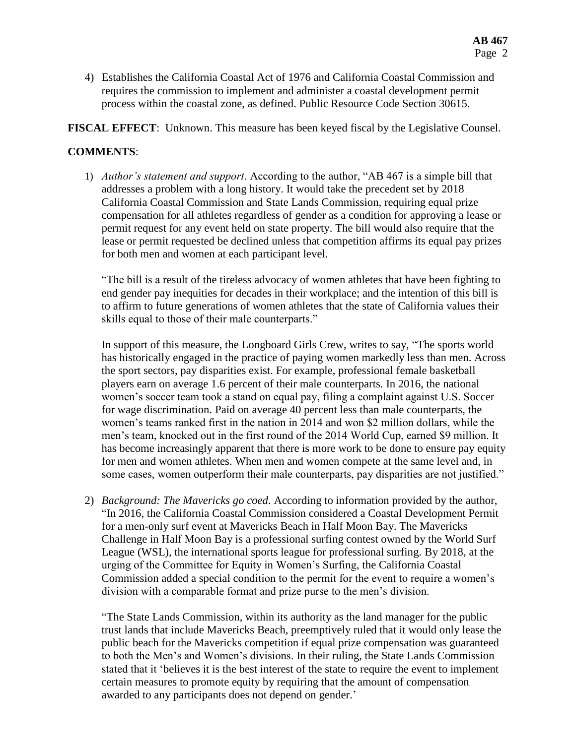4) Establishes the California Coastal Act of 1976 and California Coastal Commission and requires the commission to implement and administer a coastal development permit process within the coastal zone, as defined. Public Resource Code Section 30615.

**FISCAL EFFECT**: Unknown. This measure has been keyed fiscal by the Legislative Counsel.

**COMMENTS**:

1) *Author's statement and support*. According to the author, "AB 467 is a simple bill that addresses a problem with a long history. It would take the precedent set by 2018 California Coastal Commission and State Lands Commission, requiring equal prize compensation for all athletes regardless of gender as a condition for approving a lease or permit request for any event held on state property. The bill would also require that the lease or permit requested be declined unless that competition affirms its equal pay prizes for both men and women at each participant level.

   "The bill is a result of the tireless advocacy of women athletes that have been fighting to end gender pay inequities for decades in their workplace; and the intention of this bill is to affirm to future generations of women athletes that the state of California values their skills equal to those of their male counterparts."

   In support of this measure, the Longboard Girls Crew, writes to say, "The sports world has historically engaged in the practice of paying women markedly less than men. Across the sport sectors, pay disparities exist. For example, professional female basketball players earn on average 1.6 percent of their male counterparts. In 2016, the national women's soccer team took a stand on equal pay, filing a complaint against U.S. Soccer for wage discrimination. Paid on average 40 percent less than male counterparts, the women's teams ranked first in the nation in 2014 and won $2 million dollars, while the men's team, knocked out in the first round of the 2014 World Cup, earned $9 million. It has become increasingly apparent that there is more work to be done to ensure pay equity for men and women athletes. When men and women compete at the same level and, in some cases, women outperform their male counterparts, pay disparities are not justified."

2) *Background: The Mavericks go coed*. According to information provided by the author, "In 2016, the California Coastal Commission considered a Coastal Development Permit for a men-only surf event at Mavericks Beach in Half Moon Bay. The Mavericks Challenge in Half Moon Bay is a professional surfing contest owned by the World Surf League (WSL), the international sports league for professional surfing. By 2018, at the urging of the Committee for Equity in Women's Surfing, the California Coastal Commission added a special condition to the permit for the event to require a women's division with a comparable format and prize purse to the men's division.

   "The State Lands Commission, within its authority as the land manager for the public trust lands that include Mavericks Beach, preemptively ruled that it would only lease the public beach for the Mavericks competition if equal prize compensation was guaranteed to both the Men's and Women's divisions. In their ruling, the State Lands Commission stated that it 'believes it is the best interest of the state to require the event to implement certain measures to promote equity by requiring that the amount of compensation awarded to any participants does not depend on gender.'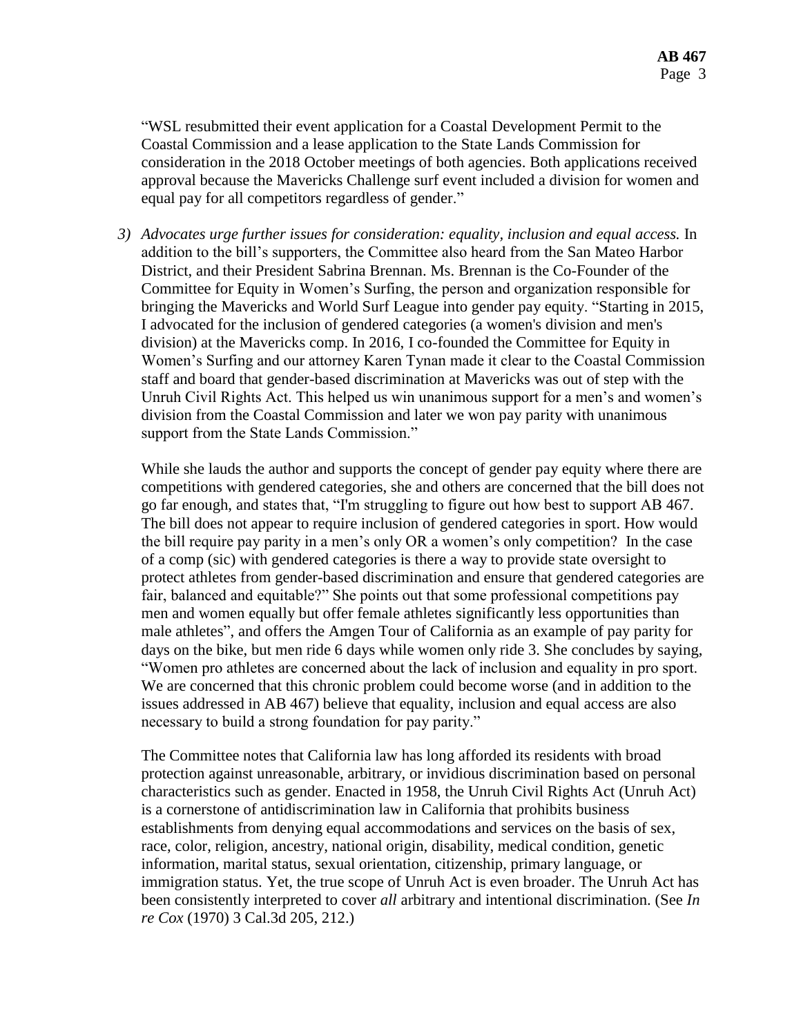"WSL resubmitted their event application for a Coastal Development Permit to the Coastal Commission and a lease application to the State Lands Commission for consideration in the 2018 October meetings of both agencies. Both applications received approval because the Mavericks Challenge surf event included a division for women and equal pay for all competitors regardless of gender."

3) *Advocates urge further issues for consideration: equality, inclusion and equal access.* In addition to the bill's supporters, the Committee also heard from the San Mateo Harbor District, and their President Sabrina Brennan. Ms. Brennan is the Co-Founder of the Committee for Equity in Women's Surfing, the person and organization responsible for bringing the Mavericks and World Surf League into gender pay equity. "Starting in 2015, I advocated for the inclusion of gendered categories (a women's division and men's division) at the Mavericks comp. In 2016, I co-founded the Committee for Equity in Women's Surfing and our attorney Karen Tynan made it clear to the Coastal Commission staff and board that gender-based discrimination at Mavericks was out of step with the Unruh Civil Rights Act. This helped us win unanimous support for a men's and women's division from the Coastal Commission and later we won pay parity with unanimous support from the State Lands Commission."

   While she lauds the author and supports the concept of gender pay equity where there are competitions with gendered categories, she and others are concerned that the bill does not go far enough, and states that, "I'm struggling to figure out how best to support AB 467. The bill does not appear to require inclusion of gendered categories in sport. How would the bill require pay parity in a men's only OR a women's only competition? In the case of a comp (sic) with gendered categories is there a way to provide state oversight to protect athletes from gender-based discrimination and ensure that gendered categories are fair, balanced and equitable?" She points out that some professional competitions pay men and women equally but offer female athletes significantly less opportunities than male athletes", and offers the Amgen Tour of California as an example of pay parity for days on the bike, but men ride 6 days while women only ride 3. She concludes by saying, "Women pro athletes are concerned about the lack of inclusion and equality in pro sport. We are concerned that this chronic problem could become worse (and in addition to the issues addressed in AB 467) believe that equality, inclusion and equal access are also necessary to build a strong foundation for pay parity."

   The Committee notes that California law has long afforded its residents with broad protection against unreasonable, arbitrary, or invidious discrimination based on personal characteristics such as gender. Enacted in 1958, the Unruh Civil Rights Act (Unruh Act) is a cornerstone of antidiscrimination law in California that prohibits business establishments from denying equal accommodations and services on the basis of sex, race, color, religion, ancestry, national origin, disability, medical condition, genetic information, marital status, sexual orientation, citizenship, primary language, or immigration status. Yet, the true scope of Unruh Act is even broader. The Unruh Act has been consistently interpreted to cover *all* arbitrary and intentional discrimination. (See *In re Cox* (1970) 3 Cal.3d 205, 212.)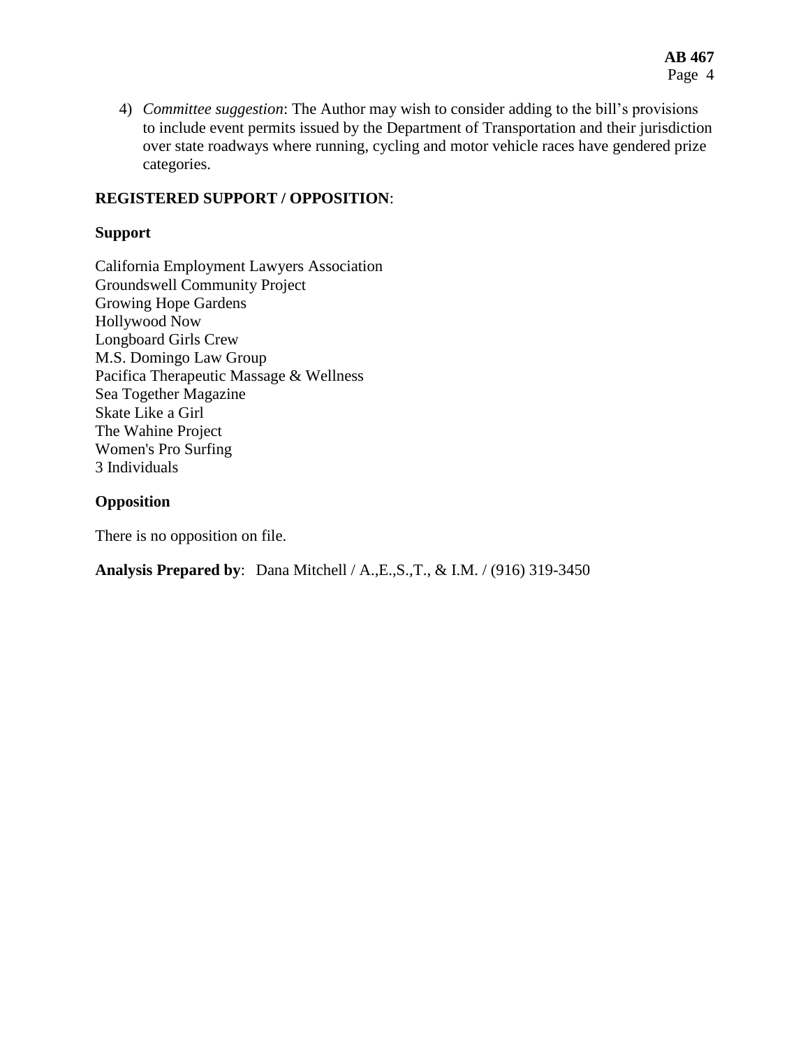4) *Committee suggestion*: The Author may wish to consider adding to the bill's provisions to include event permits issued by the Department of Transportation and their jurisdiction over state roadways where running, cycling and motor vehicle races have gendered prize categories.

## REGISTERED SUPPORT / OPPOSITION:

### Support

California Employment Lawyers Association
Groundswell Community Project
Growing Hope Gardens
Hollywood Now
Longboard Girls Crew
M.S. Domingo Law Group
Pacifica Therapeutic Massage & Wellness
Sea Together Magazine
Skate Like a Girl
The Wahine Project
Women's Pro Surfing
3 Individuals

### Opposition

There is no opposition on file.

**Analysis Prepared by**: Dana Mitchell / A.,E.,S.,T., & I.M. / (916) 319-3450